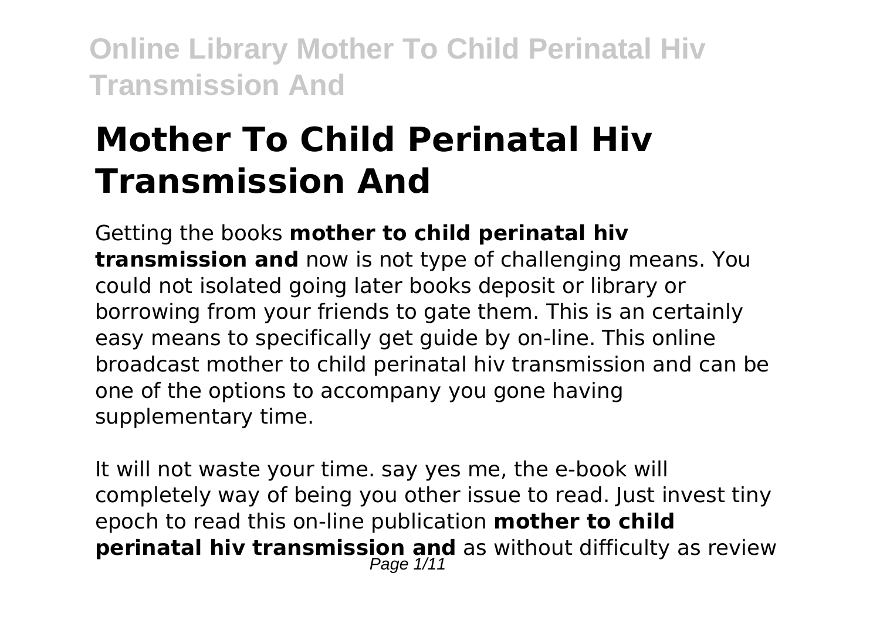# Mother To Child Perinatal Hiv Transmission And

Getting the books **mother to child perinatal hiv transmission and** now is not type of challenging means. You could not isolated going later books deposit or library or borrowing from your friends to gate them. This is an certainly easy means to specifically get guide by on-line. This online broadcast mother to child perinatal hiv transmission and can be one of the options to accompany you gone having supplementary time.

It will not waste your time. say yes me, the e-book will completely way of being you other issue to read. Just invest tiny epoch to read this on-line publication **mother to child perinatal hiv transmission and** as without difficulty as review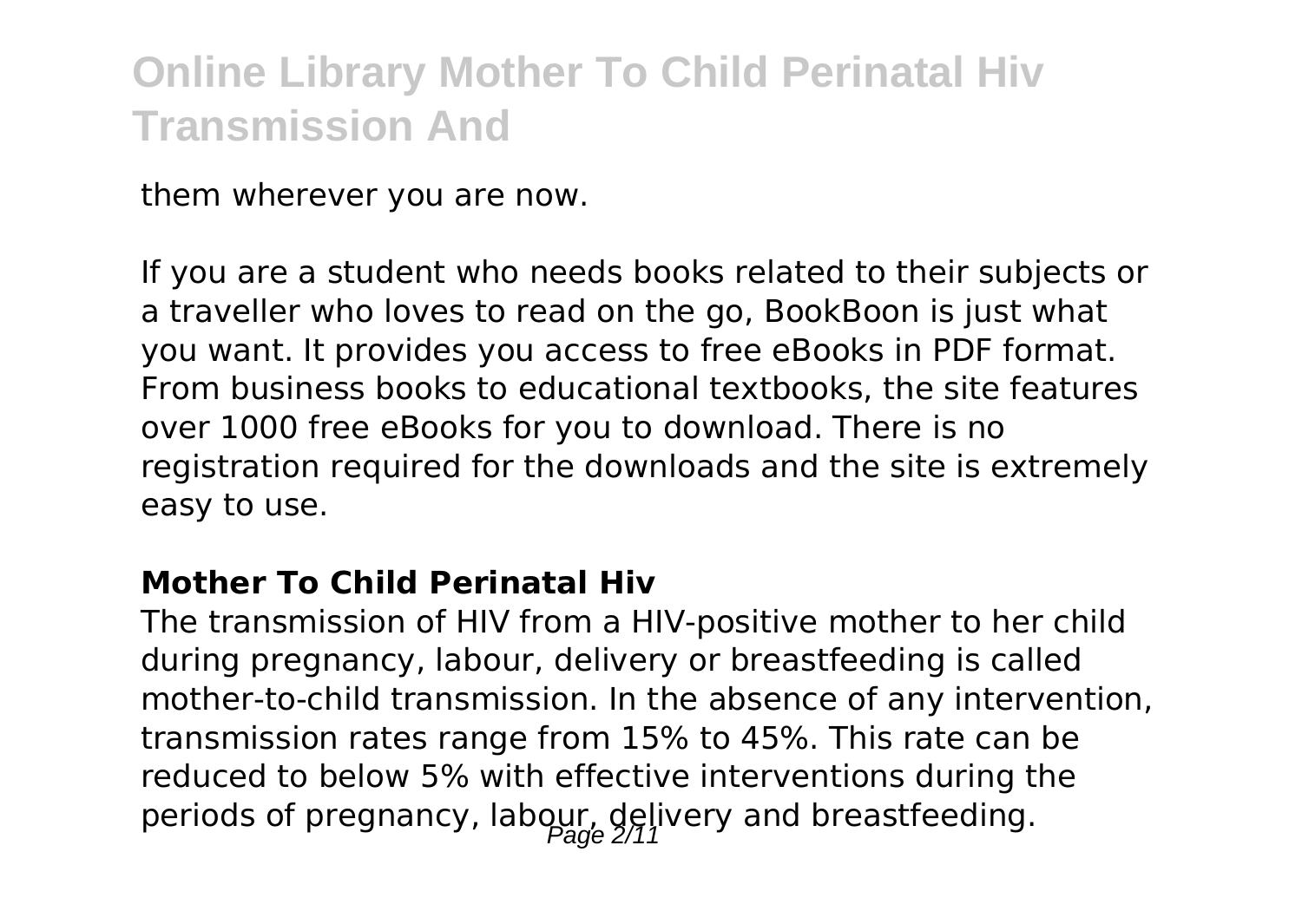them wherever you are now.

If you are a student who needs books related to their subjects or a traveller who loves to read on the go, BookBoon is just what you want. It provides you access to free eBooks in PDF format. From business books to educational textbooks, the site features over 1000 free eBooks for you to download. There is no registration required for the downloads and the site is extremely easy to use.

### Mother To Child Perinatal Hiv

The transmission of HIV from a HIV-positive mother to her child during pregnancy, labour, delivery or breastfeeding is called mother-to-child transmission. In the absence of any intervention, transmission rates range from 15% to 45%. This rate can be reduced to below 5% with effective interventions during the periods of pregnancy, labour, delivery and breastfeeding.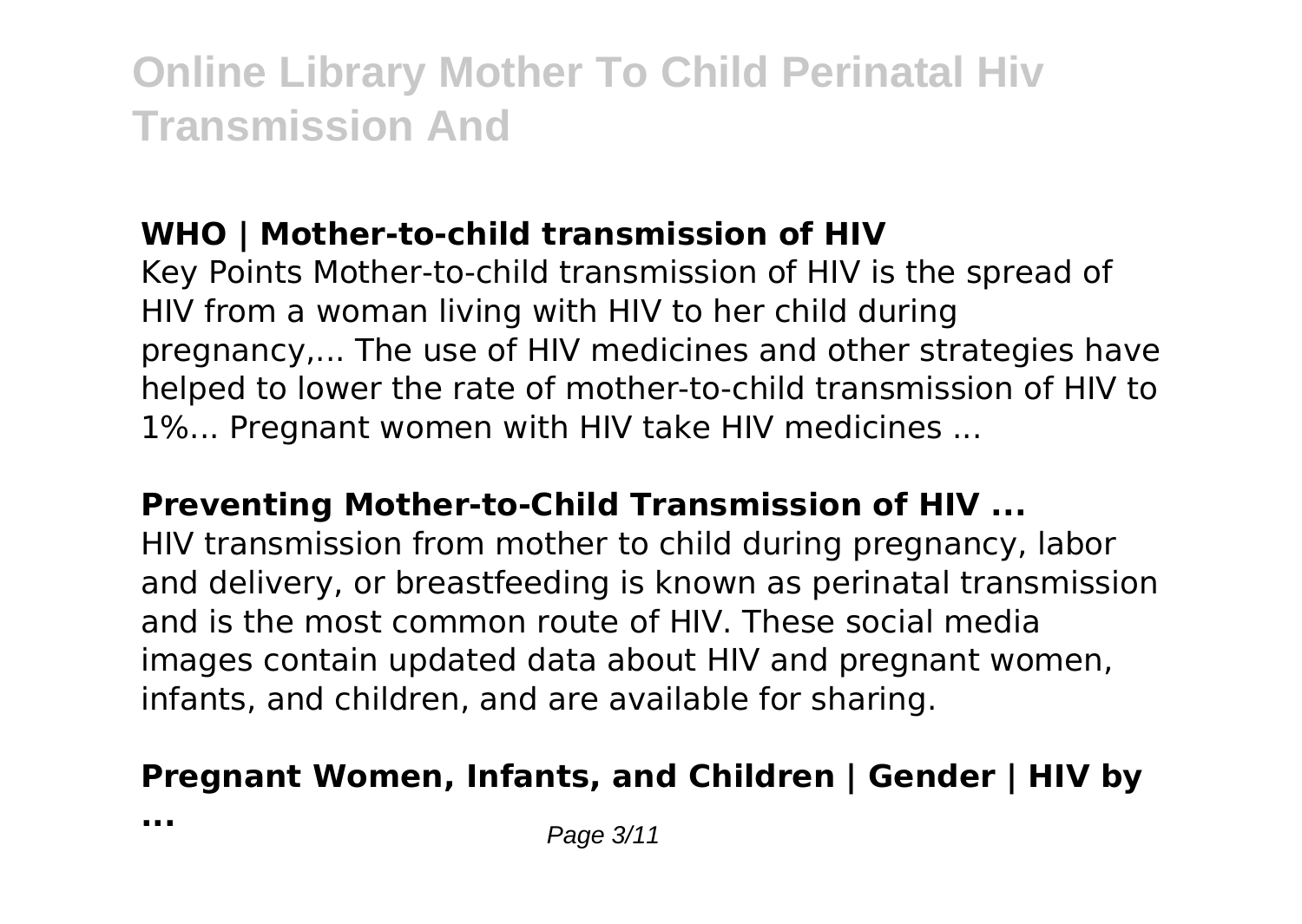### WHO | Mother-to-child transmission of HIV

Key Points Mother-to-child transmission of HIV is the spread of HIV from a woman living with HIV to her child during pregnancy,... The use of HIV medicines and other strategies have helped to lower the rate of mother-to-child transmission of HIV to 1%... Pregnant women with HIV take HIV medicines ...

### Preventing Mother-to-Child Transmission of HIV ...

HIV transmission from mother to child during pregnancy, labor and delivery, or breastfeeding is known as perinatal transmission and is the most common route of HIV. These social media images contain updated data about HIV and pregnant women, infants, and children, and are available for sharing.

### Pregnant Women, Infants, and Children | Gender | HIV by ...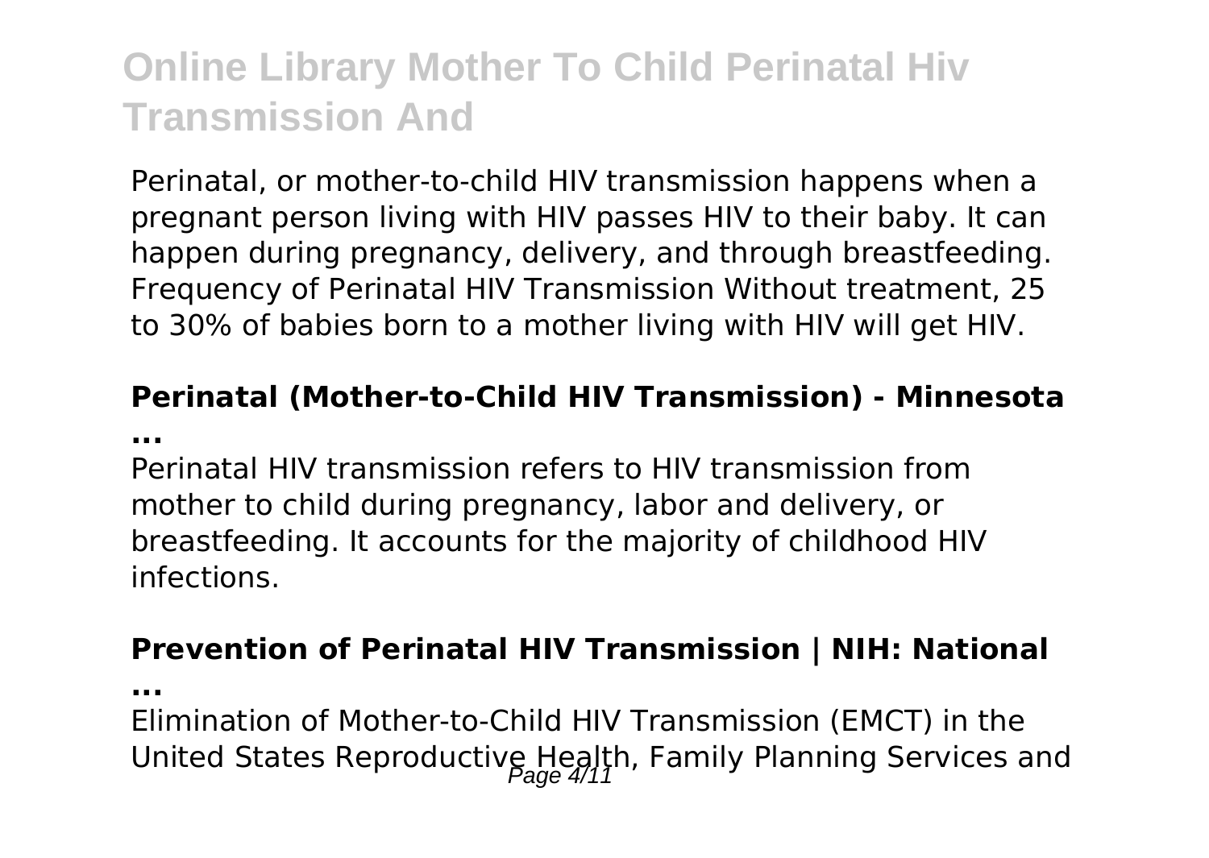Perinatal, or mother-to-child HIV transmission happens when a pregnant person living with HIV passes HIV to their baby. It can happen during pregnancy, delivery, and through breastfeeding. Frequency of Perinatal HIV Transmission Without treatment, 25 to 30% of babies born to a mother living with HIV will get HIV.

**Perinatal (Mother-to-Child HIV Transmission) - Minnesota ...**

Perinatal HIV transmission refers to HIV transmission from mother to child during pregnancy, labor and delivery, or breastfeeding. It accounts for the majority of childhood HIV infections.

**Prevention of Perinatal HIV Transmission | NIH: National ...**

Elimination of Mother-to-Child HIV Transmission (EMCT) in the United States Reproductive Health, Family Planning Services and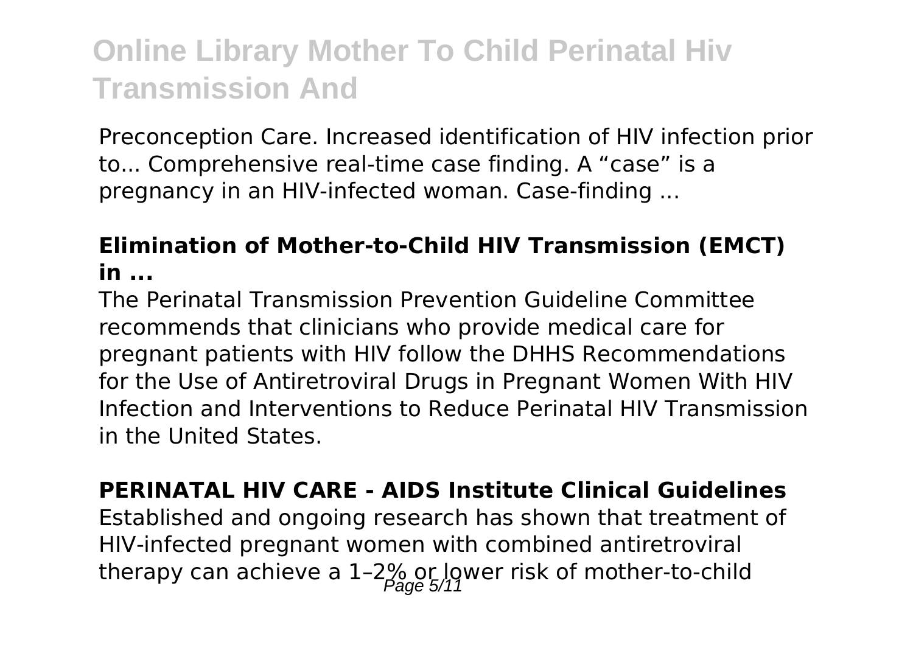Preconception Care. Increased identification of HIV infection prior to... Comprehensive real-time case finding. A "case" is a pregnancy in an HIV-infected woman. Case-finding ...

**Elimination of Mother-to-Child HIV Transmission (EMCT) in ...**

The Perinatal Transmission Prevention Guideline Committee recommends that clinicians who provide medical care for pregnant patients with HIV follow the DHHS Recommendations for the Use of Antiretroviral Drugs in Pregnant Women With HIV Infection and Interventions to Reduce Perinatal HIV Transmission in the United States.

**PERINATAL HIV CARE - AIDS Institute Clinical Guidelines**

Established and ongoing research has shown that treatment of HIV-infected pregnant women with combined antiretroviral therapy can achieve a 1–2% or lower risk of mother-to-child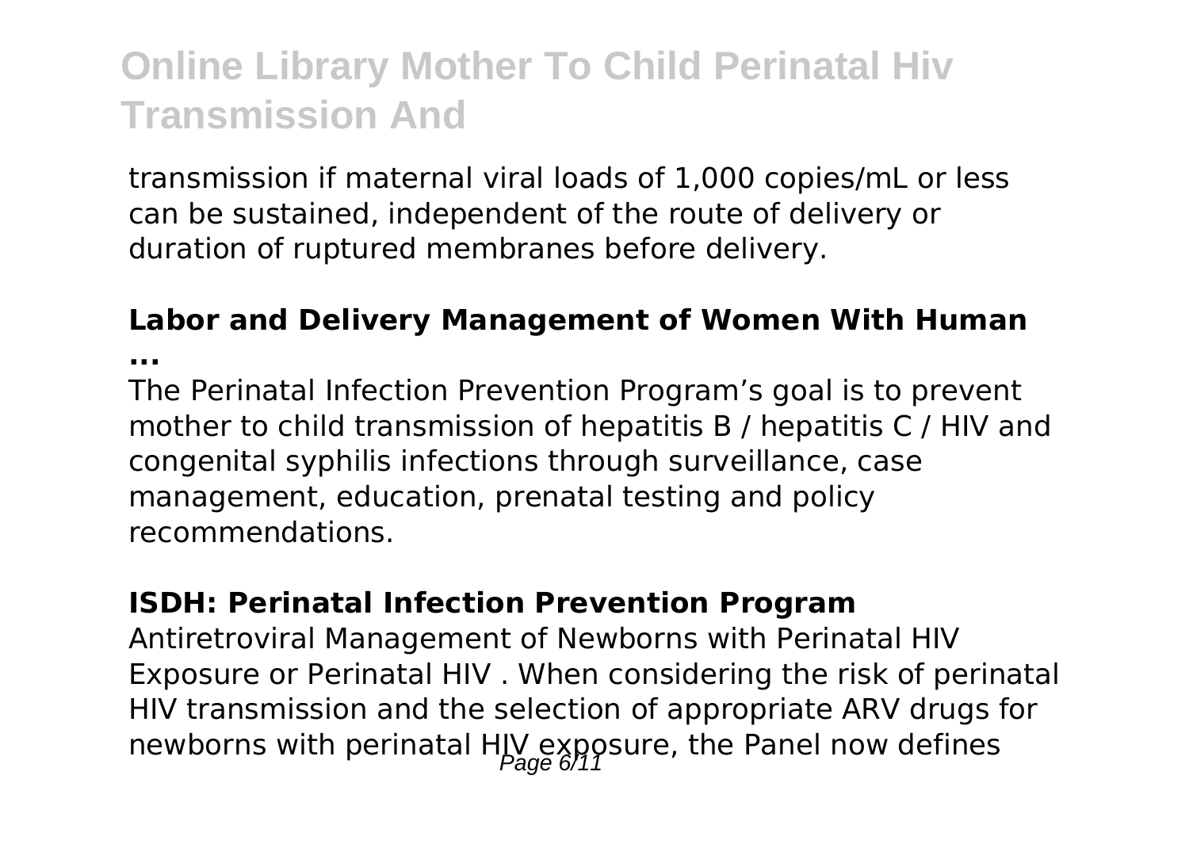transmission if maternal viral loads of 1,000 copies/mL or less can be sustained, independent of the route of delivery or duration of ruptured membranes before delivery.

**Labor and Delivery Management of Women With Human ...**

The Perinatal Infection Prevention Program's goal is to prevent mother to child transmission of hepatitis B / hepatitis C / HIV and congenital syphilis infections through surveillance, case management, education, prenatal testing and policy recommendations.

**ISDH: Perinatal Infection Prevention Program**

Antiretroviral Management of Newborns with Perinatal HIV Exposure or Perinatal HIV . When considering the risk of perinatal HIV transmission and the selection of appropriate ARV drugs for newborns with perinatal HIV exposure, the Panel now defines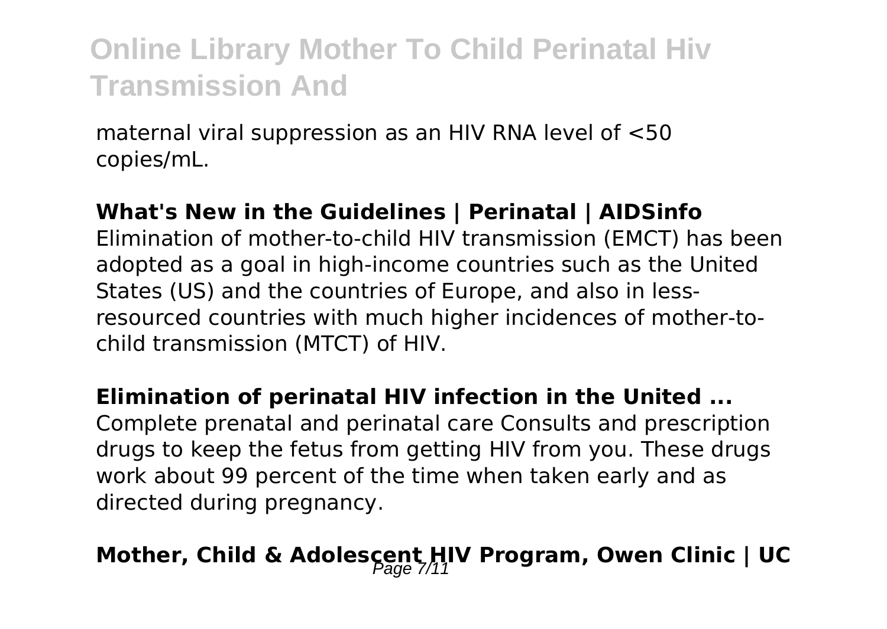maternal viral suppression as an HIV RNA level of <50 copies/mL.

**What's New in the Guidelines | Perinatal | AIDSinfo**

Elimination of mother-to-child HIV transmission (EMCT) has been adopted as a goal in high-income countries such as the United States (US) and the countries of Europe, and also in less-resourced countries with much higher incidences of mother-to-child transmission (MTCT) of HIV.

**Elimination of perinatal HIV infection in the United ...**

Complete prenatal and perinatal care Consults and prescription drugs to keep the fetus from getting HIV from you. These drugs work about 99 percent of the time when taken early and as directed during pregnancy.

## Mother, Child & Adolescent HIV Program, Owen Clinic | UC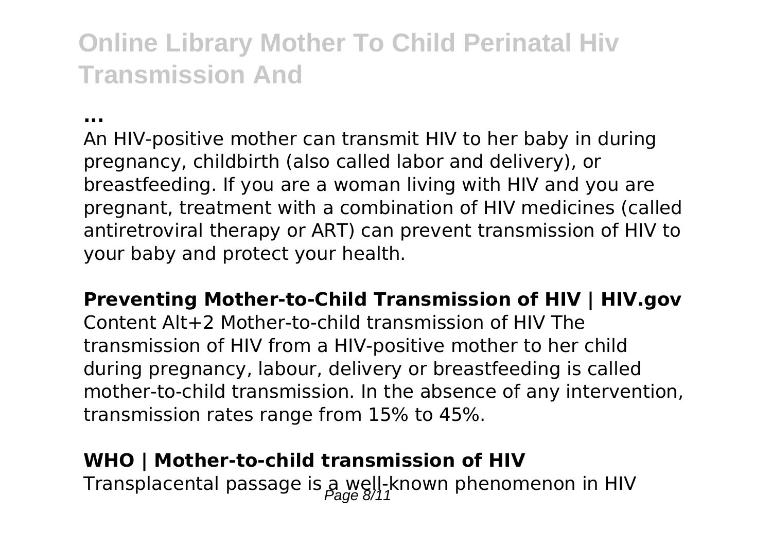**...**

An HIV-positive mother can transmit HIV to her baby in during pregnancy, childbirth (also called labor and delivery), or breastfeeding. If you are a woman living with HIV and you are pregnant, treatment with a combination of HIV medicines (called antiretroviral therapy or ART) can prevent transmission of HIV to your baby and protect your health.

**Preventing Mother-to-Child Transmission of HIV | HIV.gov**

Content Alt+2 Mother-to-child transmission of HIV The transmission of HIV from a HIV-positive mother to her child during pregnancy, labour, delivery or breastfeeding is called mother-to-child transmission. In the absence of any intervention, transmission rates range from 15% to 45%.

**WHO | Mother-to-child transmission of HIV**

Transplacental passage is a well-known phenomenon in HIV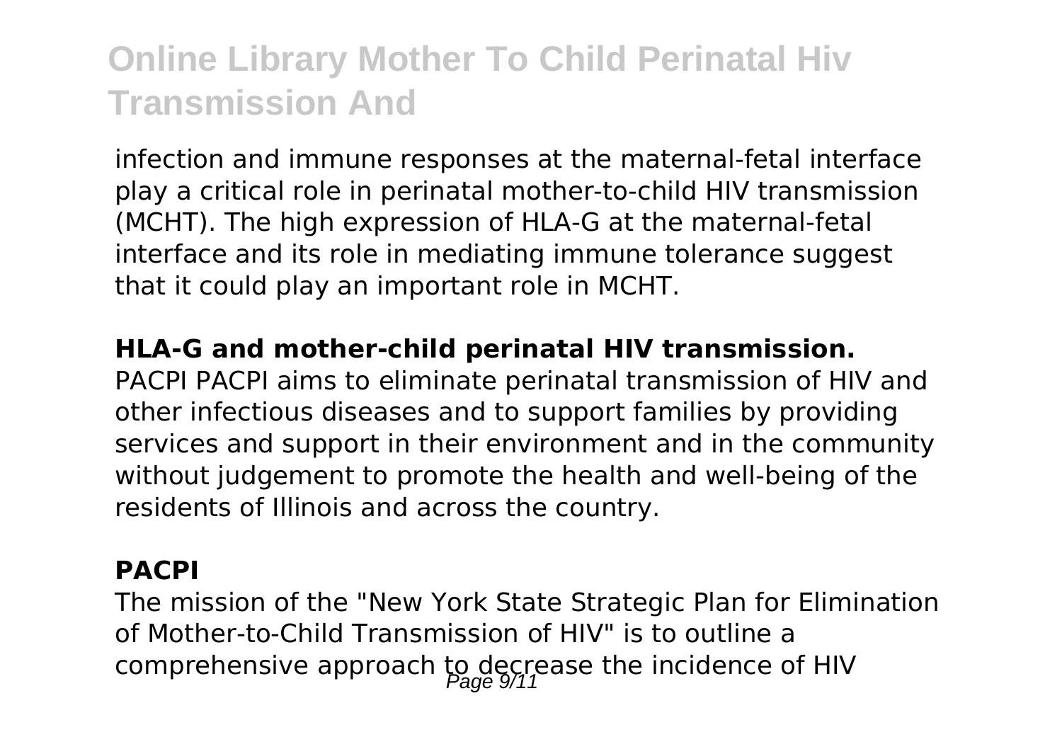infection and immune responses at the maternal-fetal interface play a critical role in perinatal mother-to-child HIV transmission (MCHT). The high expression of HLA-G at the maternal-fetal interface and its role in mediating immune tolerance suggest that it could play an important role in MCHT.

**HLA-G and mother-child perinatal HIV transmission.**

PACPI PACPI aims to eliminate perinatal transmission of HIV and other infectious diseases and to support families by providing services and support in their environment and in the community without judgement to promote the health and well-being of the residents of Illinois and across the country.

**PACPI**

The mission of the "New York State Strategic Plan for Elimination of Mother-to-Child Transmission of HIV" is to outline a comprehensive approach to decrease the incidence of HIV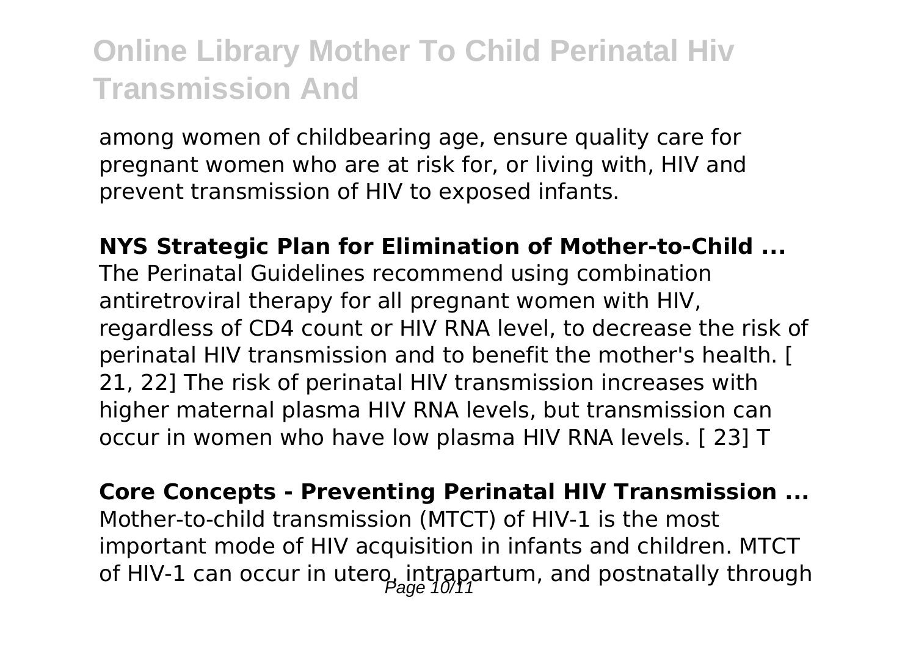among women of childbearing age, ensure quality care for pregnant women who are at risk for, or living with, HIV and prevent transmission of HIV to exposed infants.

**NYS Strategic Plan for Elimination of Mother-to-Child ...**
The Perinatal Guidelines recommend using combination antiretroviral therapy for all pregnant women with HIV, regardless of CD4 count or HIV RNA level, to decrease the risk of perinatal HIV transmission and to benefit the mother's health. [ 21, 22] The risk of perinatal HIV transmission increases with higher maternal plasma HIV RNA levels, but transmission can occur in women who have low plasma HIV RNA levels. [ 23] T

**Core Concepts - Preventing Perinatal HIV Transmission ...**
Mother-to-child transmission (MTCT) of HIV-1 is the most important mode of HIV acquisition in infants and children. MTCT of HIV-1 can occur in utero, intrapartum, and postnatally through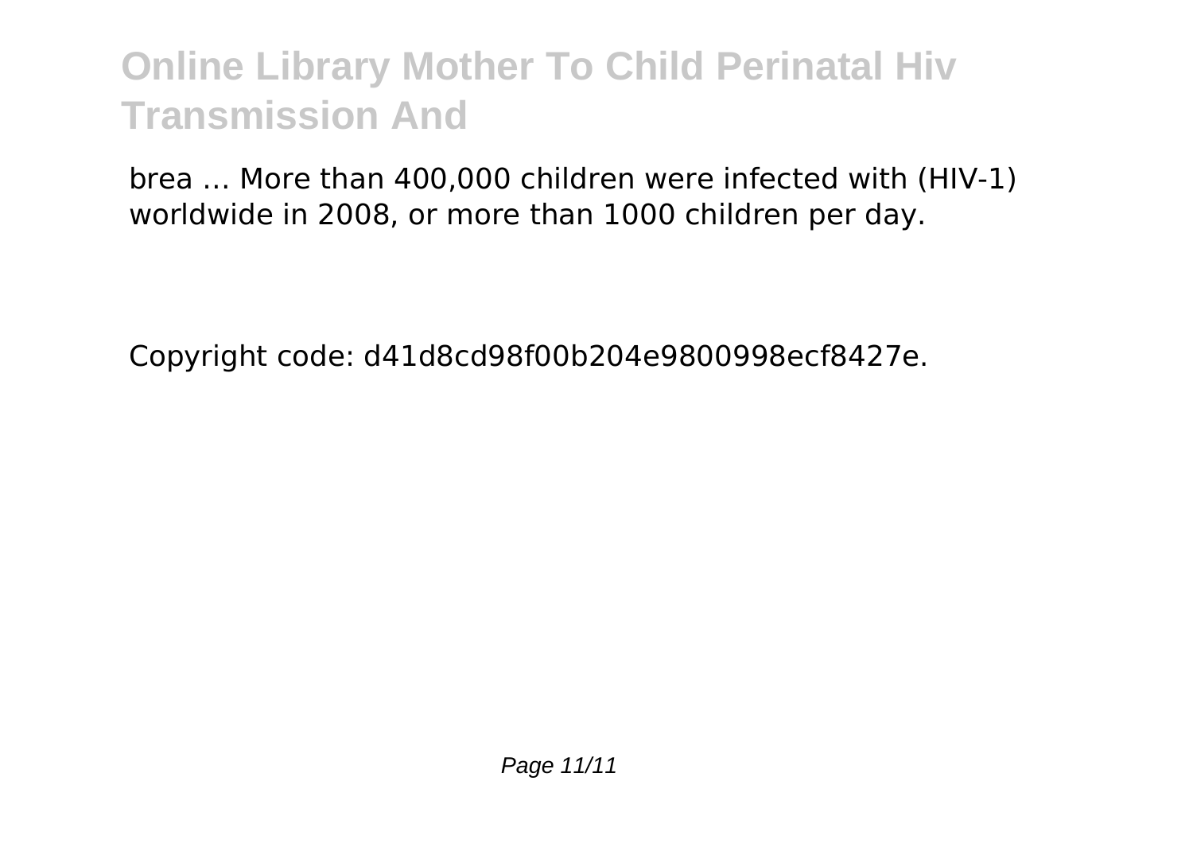brea … More than 400,000 children were infected with (HIV-1) worldwide in 2008, or more than 1000 children per day.

Copyright code: d41d8cd98f00b204e9800998ecf8427e.